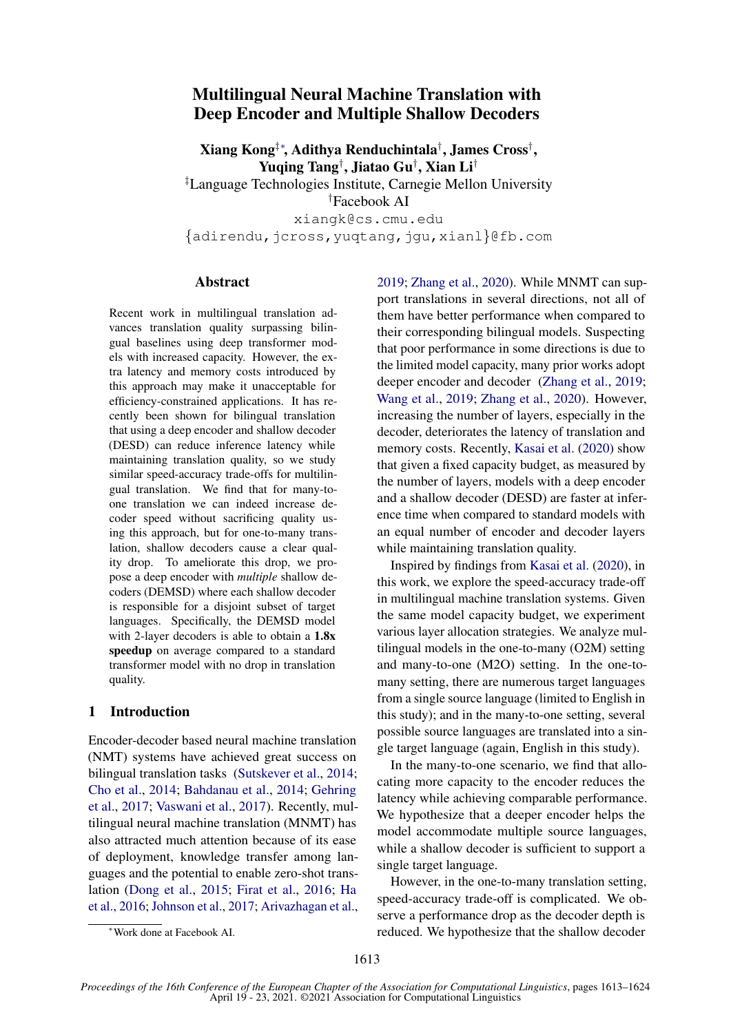# Multilingual Neural Machine Translation with Deep Encoder and Multiple Shallow Decoders

**Xiang Kong[‡*], Adithya Renduchintala[†], James Cross[†], Yuqing Tang[†], Jiatao Gu[†], Xian Li[†]**

[‡]Language Technologies Institute, Carnegie Mellon University

[†]Facebook AI

xiangk@cs.cmu.edu

{adirendu,jcross,yuqtang,jgu,xianl}@fb.com

## Abstract

Recent work in multilingual translation advances translation quality surpassing bilingual baselines using deep transformer models with increased capacity. However, the extra latency and memory costs introduced by this approach may make it unacceptable for efficiency-constrained applications. It has recently been shown for bilingual translation that using a deep encoder and shallow decoder (DESD) can reduce inference latency while maintaining translation quality, so we study similar speed-accuracy trade-offs for multilingual translation. We find that for many-to-one translation we can indeed increase decoder speed without sacrificing quality using this approach, but for one-to-many translation, shallow decoders cause a clear quality drop. To ameliorate this drop, we propose a deep encoder with *multiple* shallow decoders (DEMSD) where each shallow decoder is responsible for a disjoint subset of target languages. Specifically, the DEMSD model with 2-layer decoders is able to obtain a **1.8x speedup** on average compared to a standard transformer model with no drop in translation quality.

## 1 Introduction

Encoder-decoder based neural machine translation (NMT) systems have achieved great success on bilingual translation tasks (Sutskever et al., 2014; Cho et al., 2014; Bahdanau et al., 2014; Gehring et al., 2017; Vaswani et al., 2017). Recently, multilingual neural machine translation (MNMT) has also attracted much attention because of its ease of deployment, knowledge transfer among languages and the potential to enable zero-shot translation (Dong et al., 2015; Firat et al., 2016; Ha et al., 2016; Johnson et al., 2017; Arivazhagan et al., 2019; Zhang et al., 2020). While MNMT can support translations in several directions, not all of them have better performance when compared to their corresponding bilingual models. Suspecting that poor performance in some directions is due to the limited model capacity, many prior works adopt deeper encoder and decoder (Zhang et al., 2019; Wang et al., 2019; Zhang et al., 2020). However, increasing the number of layers, especially in the decoder, deteriorates the latency of translation and memory costs. Recently, Kasai et al. (2020) show that given a fixed capacity budget, as measured by the number of layers, models with a deep encoder and a shallow decoder (DESD) are faster at inference time when compared to standard models with an equal number of encoder and decoder layers while maintaining translation quality.

Inspired by findings from Kasai et al. (2020), in this work, we explore the speed-accuracy trade-off in multilingual machine translation systems. Given the same model capacity budget, we experiment various layer allocation strategies. We analyze multilingual models in the one-to-many (O2M) setting and many-to-one (M2O) setting. In the one-to-many setting, there are numerous target languages from a single source language (limited to English in this study); and in the many-to-one setting, several possible source languages are translated into a single target language (again, English in this study).

In the many-to-one scenario, we find that allocating more capacity to the encoder reduces the latency while achieving comparable performance. We hypothesize that a deeper encoder helps the model accommodate multiple source languages, while a shallow decoder is sufficient to support a single target language.

However, in the one-to-many translation setting, speed-accuracy trade-off is complicated. We observe a performance drop as the decoder depth is reduced. We hypothesize that the shallow decoder

[*]Work done at Facebook AI.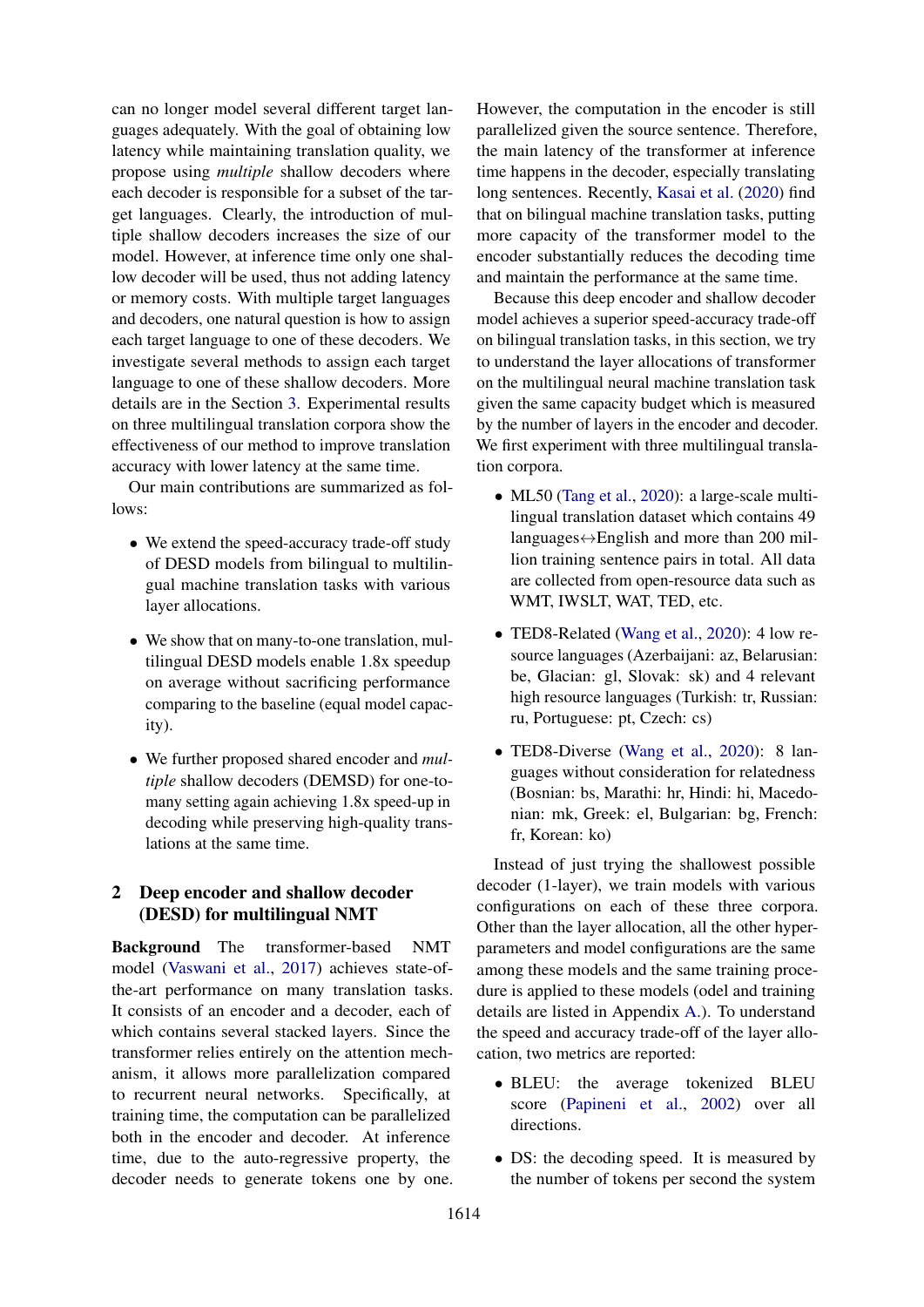can no longer model several different target languages adequately. With the goal of obtaining low latency while maintaining translation quality, we propose using *multiple* shallow decoders where each decoder is responsible for a subset of the target languages. Clearly, the introduction of multiple shallow decoders increases the size of our model. However, at inference time only one shallow decoder will be used, thus not adding latency or memory costs. With multiple target languages and decoders, one natural question is how to assign each target language to one of these decoders. We investigate several methods to assign each target language to one of these shallow decoders. More details are in the Section 3. Experimental results on three multilingual translation corpora show the effectiveness of our method to improve translation accuracy with lower latency at the same time.

Our main contributions are summarized as follows:

- We extend the speed-accuracy trade-off study of DESD models from bilingual to multilingual machine translation tasks with various layer allocations.
- We show that on many-to-one translation, multilingual DESD models enable 1.8x speedup on average without sacrificing performance comparing to the baseline (equal model capacity).
- We further proposed shared encoder and *multiple* shallow decoders (DEMSD) for one-to-many setting again achieving 1.8x speed-up in decoding while preserving high-quality translations at the same time.

## 2 Deep encoder and shallow decoder (DESD) for multilingual NMT

**Background** The transformer-based NMT model (Vaswani et al., 2017) achieves state-of-the-art performance on many translation tasks. It consists of an encoder and a decoder, each of which contains several stacked layers. Since the transformer relies entirely on the attention mechanism, it allows more parallelization compared to recurrent neural networks. Specifically, at training time, the computation can be parallelized both in the encoder and decoder. At inference time, due to the auto-regressive property, the decoder needs to generate tokens one by one. However, the computation in the encoder is still parallelized given the source sentence. Therefore, the main latency of the transformer at inference time happens in the decoder, especially translating long sentences. Recently, Kasai et al. (2020) find that on bilingual machine translation tasks, putting more capacity of the transformer model to the encoder substantially reduces the decoding time and maintain the performance at the same time.

Because this deep encoder and shallow decoder model achieves a superior speed-accuracy trade-off on bilingual translation tasks, in this section, we try to understand the layer allocations of transformer on the multilingual neural machine translation task given the same capacity budget which is measured by the number of layers in the encoder and decoder. We first experiment with three multilingual translation corpora.

- ML50 (Tang et al., 2020): a large-scale multilingual translation dataset which contains 49 languages↔English and more than 200 million training sentence pairs in total. All data are collected from open-resource data such as WMT, IWSLT, WAT, TED, etc.
- TED8-Related (Wang et al., 2020): 4 low resource languages (Azerbaijani: az, Belarusian: be, Glacian: gl, Slovak: sk) and 4 relevant high resource languages (Turkish: tr, Russian: ru, Portuguese: pt, Czech: cs)
- TED8-Diverse (Wang et al., 2020): 8 languages without consideration for relatedness (Bosnian: bs, Marathi: hr, Hindi: hi, Macedonian: mk, Greek: el, Bulgarian: bg, French: fr, Korean: ko)

Instead of just trying the shallowest possible decoder (1-layer), we train models with various configurations on each of these three corpora. Other than the layer allocation, all the other hyper-parameters and model configurations are the same among these models and the same training procedure is applied to these models (odel and training details are listed in Appendix A.). To understand the speed and accuracy trade-off of the layer allocation, two metrics are reported:

- BLEU: the average tokenized BLEU score (Papineni et al., 2002) over all directions.
- DS: the decoding speed. It is measured by the number of tokens per second the system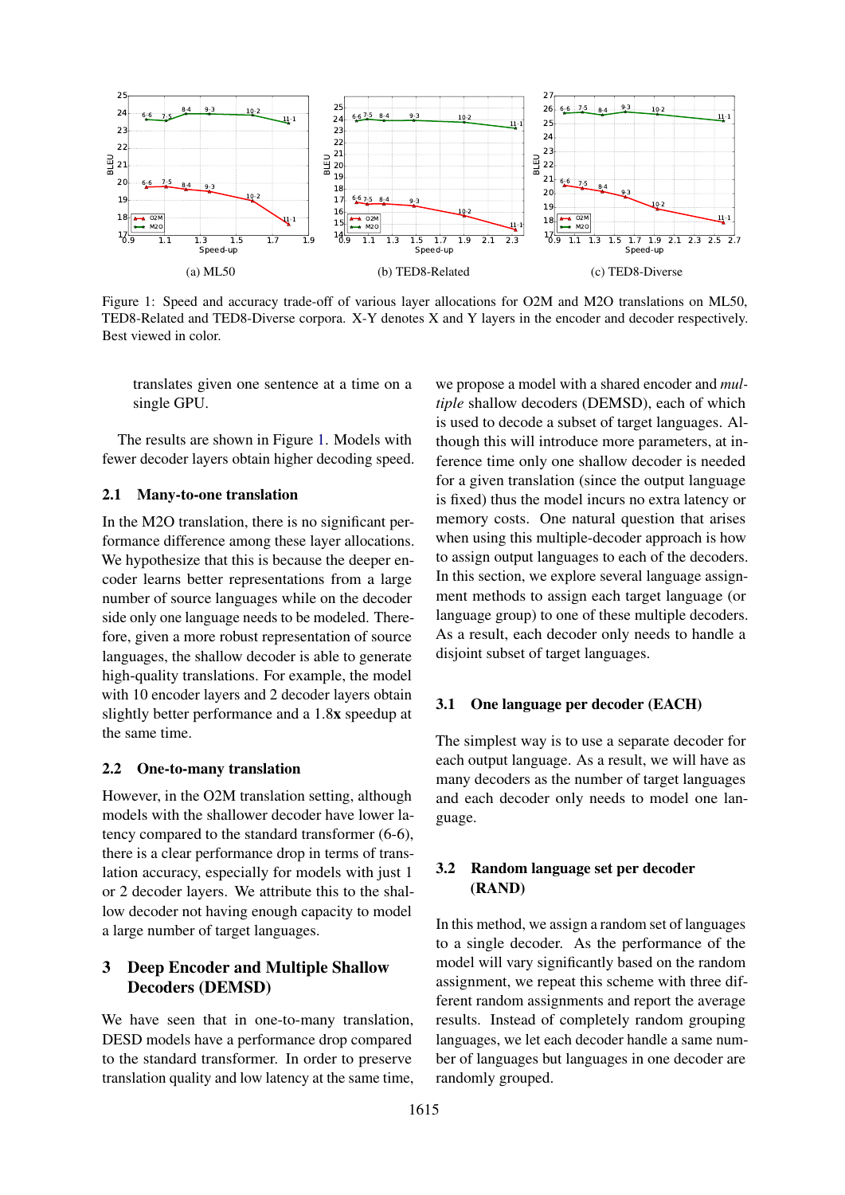(a) ML50

(b) TED8-Related

(c) TED8-Diverse

Figure 1: Speed and accuracy trade-off of various layer allocations for O2M and M2O translations on ML50, TED8-Related and TED8-Diverse corpora. X-Y denotes X and Y layers in the encoder and decoder respectively. Best viewed in color.

translates given one sentence at a time on a single GPU.

The results are shown in Figure 1. Models with fewer decoder layers obtain higher decoding speed.

### 2.1 Many-to-one translation

In the M2O translation, there is no significant performance difference among these layer allocations. We hypothesize that this is because the deeper encoder learns better representations from a large number of source languages while on the decoder side only one language needs to be modeled. Therefore, given a more robust representation of source languages, the shallow decoder is able to generate high-quality translations. For example, the model with 10 encoder layers and 2 decoder layers obtain slightly better performance and a 1.8**x** speedup at the same time.

### 2.2 One-to-many translation

However, in the O2M translation setting, although models with the shallower decoder have lower latency compared to the standard transformer (6-6), there is a clear performance drop in terms of translation accuracy, especially for models with just 1 or 2 decoder layers. We attribute this to the shallow decoder not having enough capacity to model a large number of target languages.

## 3 Deep Encoder and Multiple Shallow Decoders (DEMSD)

We have seen that in one-to-many translation, DESD models have a performance drop compared to the standard transformer. In order to preserve translation quality and low latency at the same time, we propose a model with a shared encoder and *multiple* shallow decoders (DEMSD), each of which is used to decode a subset of target languages. Although this will introduce more parameters, at inference time only one shallow decoder is needed for a given translation (since the output language is fixed) thus the model incurs no extra latency or memory costs. One natural question that arises when using this multiple-decoder approach is how to assign output languages to each of the decoders. In this section, we explore several language assignment methods to assign each target language (or language group) to one of these multiple decoders. As a result, each decoder only needs to handle a disjoint subset of target languages.

### 3.1 One language per decoder (EACH)

The simplest way is to use a separate decoder for each output language. As a result, we will have as many decoders as the number of target languages and each decoder only needs to model one language.

### 3.2 Random language set per decoder (RAND)

In this method, we assign a random set of languages to a single decoder. As the performance of the model will vary significantly based on the random assignment, we repeat this scheme with three different random assignments and report the average results. Instead of completely random grouping languages, we let each decoder handle a same number of languages but languages in one decoder are randomly grouped.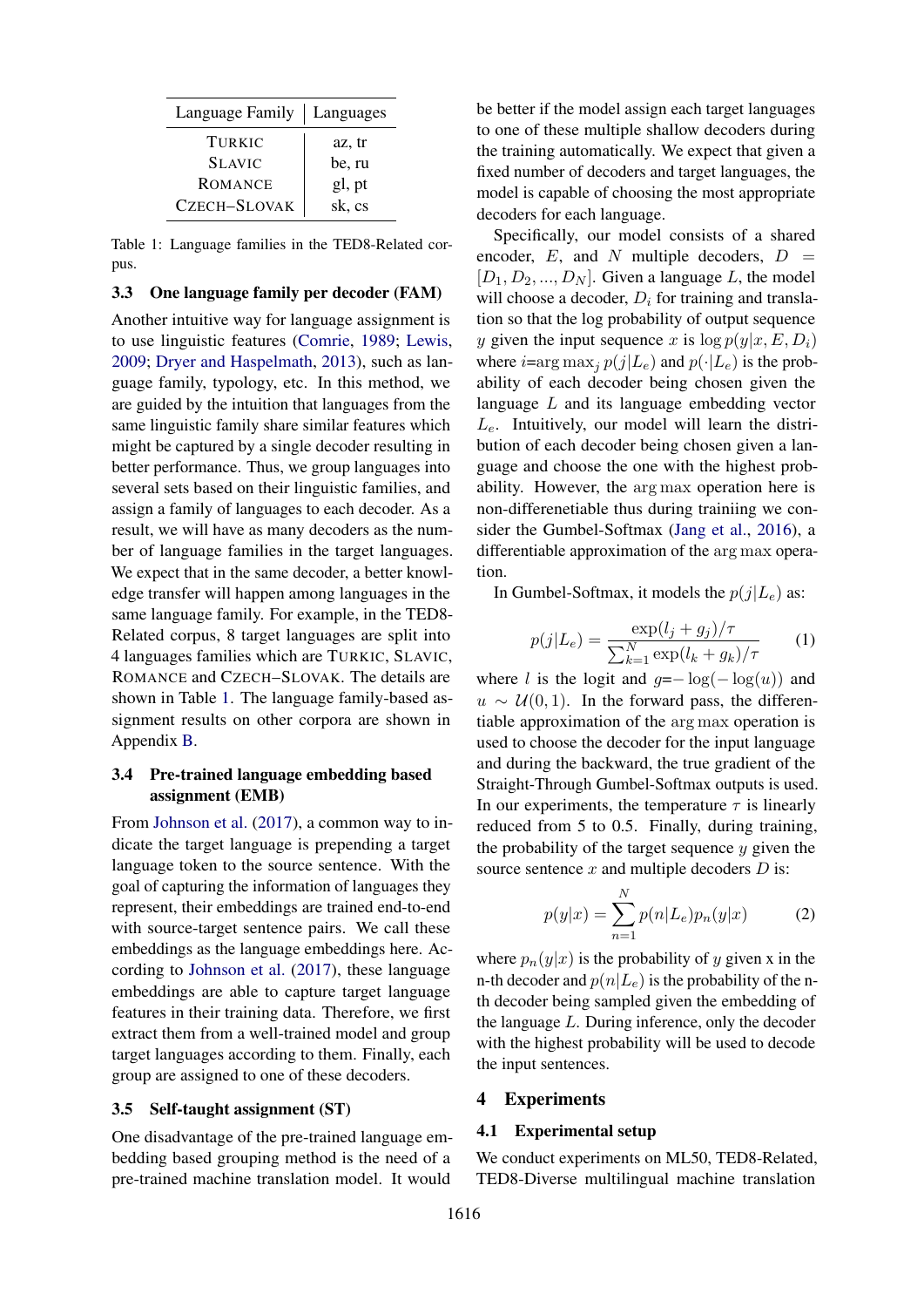| Language Family | Languages |
|---|---|
| TURKIC | az, tr |
| SLAVIC | be, ru |
| ROMANCE | gl, pt |
| CZECH–SLOVAK | sk, cs |

Table 1: Language families in the TED8-Related corpus.

### 3.3 One language family per decoder (FAM)

Another intuitive way for language assignment is to use linguistic features (Comrie, 1989; Lewis, 2009; Dryer and Haspelmath, 2013), such as language family, typology, etc. In this method, we are guided by the intuition that languages from the same linguistic family share similar features which might be captured by a single decoder resulting in better performance. Thus, we group languages into several sets based on their linguistic families, and assign a family of languages to each decoder. As a result, we will have as many decoders as the number of language families in the target languages. We expect that in the same decoder, a better knowledge transfer will happen among languages in the same language family. For example, in the TED8-Related corpus, 8 target languages are split into 4 languages families which are TURKIC, SLAVIC, ROMANCE and CZECH–SLOVAK. The details are shown in Table 1. The language family-based assignment results on other corpora are shown in Appendix B.

### 3.4 Pre-trained language embedding based assignment (EMB)

From Johnson et al. (2017), a common way to indicate the target language is prepending a target language token to the source sentence. With the goal of capturing the information of languages they represent, their embeddings are trained end-to-end with source-target sentence pairs. We call these embeddings as the language embeddings here. According to Johnson et al. (2017), these language embeddings are able to capture target language features in their training data. Therefore, we first extract them from a well-trained model and group target languages according to them. Finally, each group are assigned to one of these decoders.

### 3.5 Self-taught assignment (ST)

One disadvantage of the pre-trained language embedding based grouping method is the need of a pre-trained machine translation model. It would be better if the model assign each target languages to one of these multiple shallow decoders during the training automatically. We expect that given a fixed number of decoders and target languages, the model is capable of choosing the most appropriate decoders for each language.

Specifically, our model consists of a shared encoder, $E$, and $N$ multiple decoders, $D = [D_1, D_2, ..., D_N]$. Given a language $L$, the model will choose a decoder, $D_i$ for training and translation so that the log probability of output sequence $y$ given the input sequence $x$ is $\log p(y|x, E, D_i)$ where $i$=$\arg\max_j p(j|L_e)$ and $p(\cdot|L_e)$ is the probability of each decoder being chosen given the language $L$ and its language embedding vector $L_e$. Intuitively, our model will learn the distribution of each decoder being chosen given a language and choose the one with the highest probability. However, the $\arg\max$ operation here is non-differenetiable thus during trainiing we consider the Gumbel-Softmax (Jang et al., 2016), a differentiable approximation of the $\arg\max$ operation.

In Gumbel-Softmax, it models the $p(j|L_e)$ as:

$$p(j|L_e) = \frac{\exp(l_j + g_j)/\tau}{\sum_{k=1}^{N} \exp(l_k + g_k)/\tau} \tag{1}$$

where $l$ is the logit and $g$=$-\log(-\log(u))$ and $u \sim \mathcal{U}(0, 1)$. In the forward pass, the differentiable approximation of the $\arg\max$ operation is used to choose the decoder for the input language and during the backward, the true gradient of the Straight-Through Gumbel-Softmax outputs is used. In our experiments, the temperature $\tau$ is linearly reduced from 5 to 0.5. Finally, during training, the probability of the target sequence $y$ given the source sentence $x$ and multiple decoders $D$ is:

$$p(y|x) = \sum_{n=1}^{N} p(n|L_e) p_n(y|x) \tag{2}$$

where $p_n(y|x)$ is the probability of $y$ given x in the n-th decoder and $p(n|L_e)$ is the probability of the n-th decoder being sampled given the embedding of the language $L$. During inference, only the decoder with the highest probability will be used to decode the input sentences.

## 4 Experiments

### 4.1 Experimental setup

We conduct experiments on ML50, TED8-Related, TED8-Diverse multilingual machine translation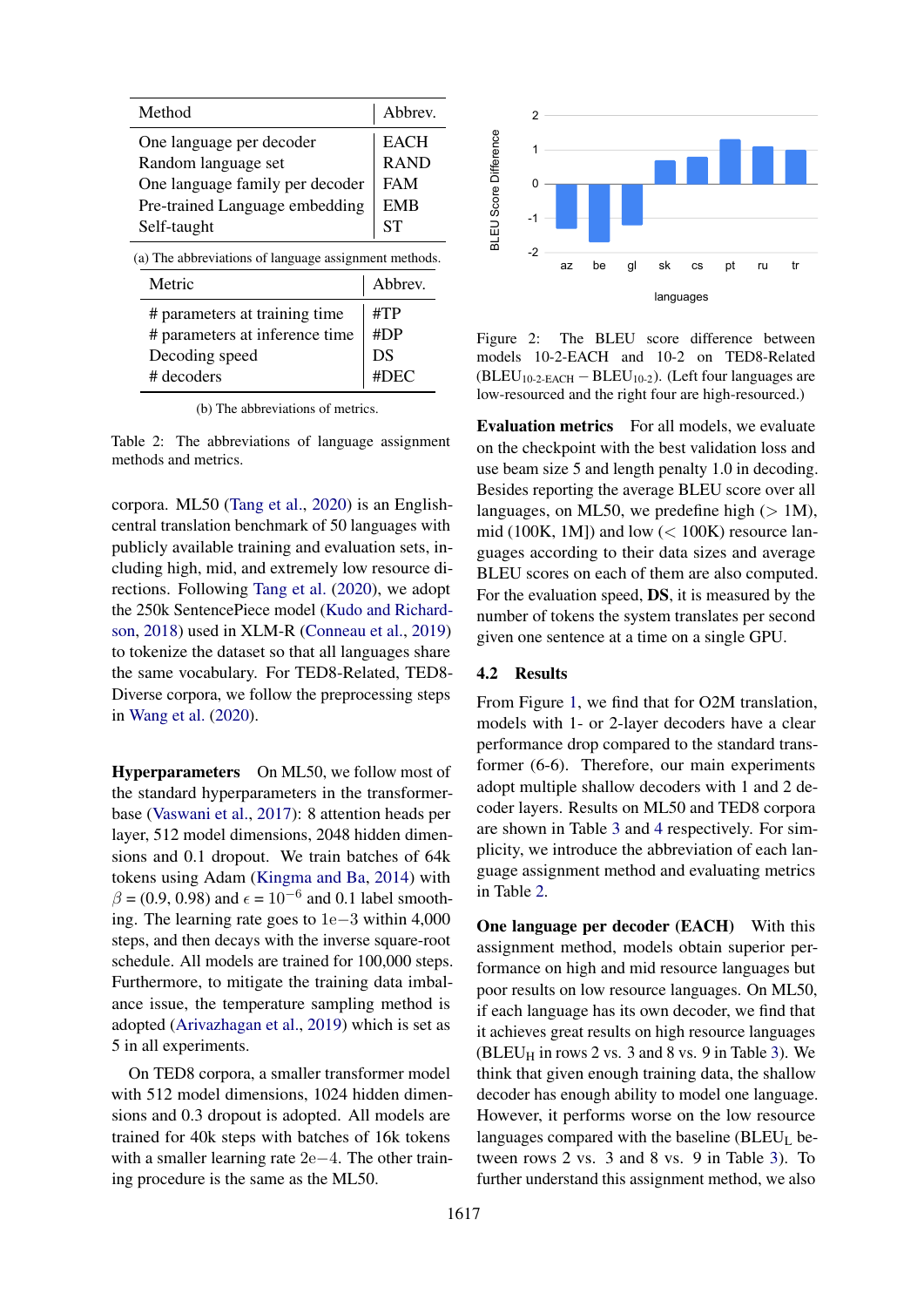| Method | Abbrev. |
|---|---|
| One language per decoder | EACH |
| Random language set | RAND |
| One language family per decoder | FAM |
| Pre-trained Language embedding | EMB |
| Self-taught | ST |

(a) The abbreviations of language assignment methods.

| Metric | Abbrev. |
|---|---|
| # parameters at training time | #TP |
| # parameters at inference time | #DP |
| Decoding speed | DS |
| # decoders | #DEC |

(b) The abbreviations of metrics.

Table 2: The abbreviations of language assignment methods and metrics.

corpora. ML50 (Tang et al., 2020) is an English-central translation benchmark of 50 languages with publicly available training and evaluation sets, including high, mid, and extremely low resource directions. Following Tang et al. (2020), we adopt the 250k SentencePiece model (Kudo and Richardson, 2018) used in XLM-R (Conneau et al., 2019) to tokenize the dataset so that all languages share the same vocabulary. For TED8-Related, TED8-Diverse corpora, we follow the preprocessing steps in Wang et al. (2020).

**Hyperparameters** On ML50, we follow most of the standard hyperparameters in the transformer-base (Vaswani et al., 2017): 8 attention heads per layer, 512 model dimensions, 2048 hidden dimensions and 0.1 dropout. We train batches of 64k tokens using Adam (Kingma and Ba, 2014) with $\beta = (0.9, 0.98)$ and $\epsilon = 10^{-6}$ and 0.1 label smoothing. The learning rate goes to $1\mathrm{e}{-3}$ within 4,000 steps, and then decays with the inverse square-root schedule. All models are trained for 100,000 steps. Furthermore, to mitigate the training data imbalance issue, the temperature sampling method is adopted (Arivazhagan et al., 2019) which is set as 5 in all experiments.

On TED8 corpora, a smaller transformer model with 512 model dimensions, 1024 hidden dimensions and 0.3 dropout is adopted. All models are trained for 40k steps with batches of 16k tokens with a smaller learning rate $2\mathrm{e}{-4}$. The other training procedure is the same as the ML50.

Figure 2: The BLEU score difference between models 10-2-EACH and 10-2 on TED8-Related ($\mathrm{BLEU}_{\text{10-2-EACH}} - \mathrm{BLEU}_{\text{10-2}}$). (Left four languages are low-resourced and the right four are high-resourced.)

**Evaluation metrics** For all models, we evaluate on the checkpoint with the best validation loss and use beam size 5 and length penalty 1.0 in decoding. Besides reporting the average BLEU score over all languages, on ML50, we predefine high (> 1M), mid (100K, 1M]) and low (< 100K) resource languages according to their data sizes and average BLEU scores on each of them are also computed. For the evaluation speed, **DS**, it is measured by the number of tokens the system translates per second given one sentence at a time on a single GPU.

## 4.2 Results

From Figure 1, we find that for O2M translation, models with 1- or 2-layer decoders have a clear performance drop compared to the standard transformer (6-6). Therefore, our main experiments adopt multiple shallow decoders with 1 and 2 decoder layers. Results on ML50 and TED8 corpora are shown in Table 3 and 4 respectively. For simplicity, we introduce the abbreviation of each language assignment method and evaluating metrics in Table 2.

**One language per decoder (EACH)** With this assignment method, models obtain superior performance on high and mid resource languages but poor results on low resource languages. On ML50, if each language has its own decoder, we find that it achieves great results on high resource languages ($\mathrm{BLEU}_{\mathrm{H}}$ in rows 2 vs. 3 and 8 vs. 9 in Table 3). We think that given enough training data, the shallow decoder has enough ability to model one language. However, it performs worse on the low resource languages compared with the baseline ($\mathrm{BLEU}_{\mathrm{L}}$ between rows 2 vs. 3 and 8 vs. 9 in Table 3). To further understand this assignment method, we also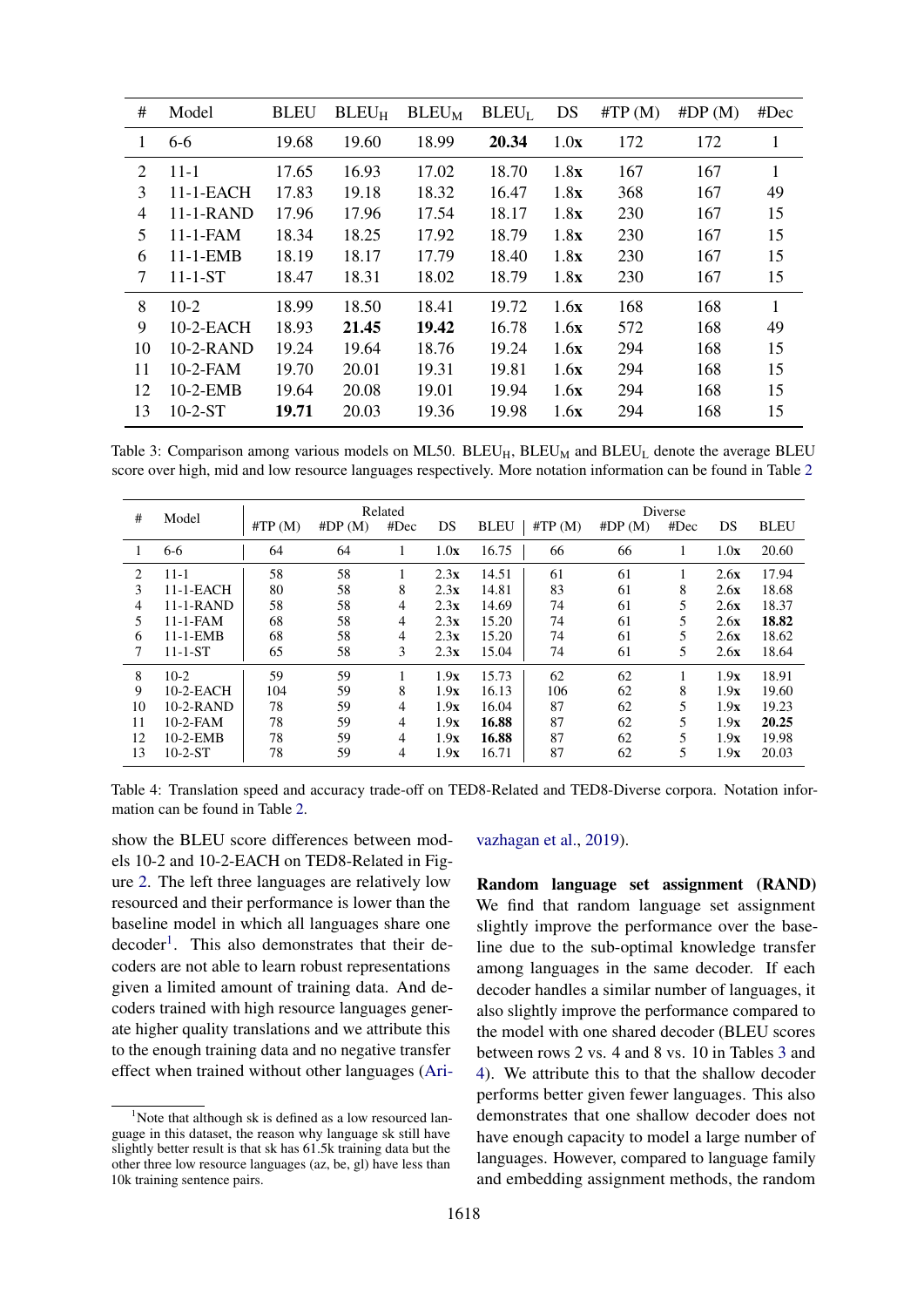| # | Model | BLEU | $BLEU_H$ | $BLEU_M$ | $BLEU_L$ | DS | #TP (M) | #DP (M) | #Dec |
|---|---|---|---|---|---|---|---|---|---|
| 1 | 6-6 | 19.68 | 19.60 | 18.99 | **20.34** | 1.0**x** | 172 | 172 | 1 |
| 2 | 11-1 | 17.65 | 16.93 | 17.02 | 18.70 | 1.8**x** | 167 | 167 | 1 |
| 3 | 11-1-EACH | 17.83 | 19.18 | 18.32 | 16.47 | 1.8**x** | 368 | 167 | 49 |
| 4 | 11-1-RAND | 17.96 | 17.96 | 17.54 | 18.17 | 1.8**x** | 230 | 167 | 15 |
| 5 | 11-1-FAM | 18.34 | 18.25 | 17.92 | 18.79 | 1.8**x** | 230 | 167 | 15 |
| 6 | 11-1-EMB | 18.19 | 18.17 | 17.79 | 18.40 | 1.8**x** | 230 | 167 | 15 |
| 7 | 11-1-ST | 18.47 | 18.31 | 18.02 | 18.79 | 1.8**x** | 230 | 167 | 15 |
| 8 | 10-2 | 18.99 | 18.50 | 18.41 | 19.72 | 1.6**x** | 168 | 168 | 1 |
| 9 | 10-2-EACH | 18.93 | **21.45** | **19.42** | 16.78 | 1.6**x** | 572 | 168 | 49 |
| 10 | 10-2-RAND | 19.24 | 19.64 | 18.76 | 19.24 | 1.6**x** | 294 | 168 | 15 |
| 11 | 10-2-FAM | 19.70 | 20.01 | 19.31 | 19.81 | 1.6**x** | 294 | 168 | 15 |
| 12 | 10-2-EMB | 19.64 | 20.08 | 19.01 | 19.94 | 1.6**x** | 294 | 168 | 15 |
| 13 | 10-2-ST | **19.71** | 20.03 | 19.36 | 19.98 | 1.6**x** | 294 | 168 | 15 |

Table 3: Comparison among various models on ML50. $BLEU_H$, $BLEU_M$ and $BLEU_L$ denote the average BLEU score over high, mid and low resource languages respectively. More notation information can be found in Table 2

| # | Model | Related | | | | | Diverse | | | | |
|---|---|---|---|---|---|---|---|---|---|---|---|
| | | #TP (M) | #DP (M) | #Dec | DS | BLEU | #TP (M) | #DP (M) | #Dec | DS | BLEU |
| 1 | 6-6 | 64 | 64 | 1 | 1.0**x** | 16.75 | 66 | 66 | 1 | 1.0**x** | 20.60 |
| 2 | 11-1 | 58 | 58 | 1 | 2.3**x** | 14.51 | 61 | 61 | 1 | 2.6**x** | 17.94 |
| 3 | 11-1-EACH | 80 | 58 | 8 | 2.3**x** | 14.81 | 83 | 61 | 8 | 2.6**x** | 18.68 |
| 4 | 11-1-RAND | 58 | 58 | 4 | 2.3**x** | 14.69 | 74 | 61 | 5 | 2.6**x** | 18.37 |
| 5 | 11-1-FAM | 68 | 58 | 4 | 2.3**x** | 15.20 | 74 | 61 | 5 | 2.6**x** | **18.82** |
| 6 | 11-1-EMB | 68 | 58 | 4 | 2.3**x** | 15.20 | 74 | 61 | 5 | 2.6**x** | 18.62 |
| 7 | 11-1-ST | 65 | 58 | 3 | 2.3**x** | 15.04 | 74 | 61 | 5 | 2.6**x** | 18.64 |
| 8 | 10-2 | 59 | 59 | 1 | 1.9**x** | 15.73 | 62 | 62 | 1 | 1.9**x** | 18.91 |
| 9 | 10-2-EACH | 104 | 59 | 8 | 1.9**x** | 16.13 | 106 | 62 | 8 | 1.9**x** | 19.60 |
| 10 | 10-2-RAND | 78 | 59 | 4 | 1.9**x** | 16.04 | 87 | 62 | 5 | 1.9**x** | 19.23 |
| 11 | 10-2-FAM | 78 | 59 | 4 | 1.9**x** | **16.88** | 87 | 62 | 5 | 1.9**x** | **20.25** |
| 12 | 10-2-EMB | 78 | 59 | 4 | 1.9**x** | **16.88** | 87 | 62 | 5 | 1.9**x** | 19.98 |
| 13 | 10-2-ST | 78 | 59 | 4 | 1.9**x** | 16.71 | 87 | 62 | 5 | 1.9**x** | 20.03 |

Table 4: Translation speed and accuracy trade-off on TED8-Related and TED8-Diverse corpora. Notation information can be found in Table 2.

show the BLEU score differences between models 10-2 and 10-2-EACH on TED8-Related in Figure 2. The left three languages are relatively low resourced and their performance is lower than the baseline model in which all languages share one decoder[1]. This also demonstrates that their decoders are not able to learn robust representations given a limited amount of training data. And decoders trained with high resource languages generate higher quality translations and we attribute this to the enough training data and no negative transfer effect when trained without other languages (Arivazhagan et al., 2019).

[1]Note that although sk is defined as a low resourced language in this dataset, the reason why language sk still have slightly better result is that sk has 61.5k training data but the other three low resource languages (az, be, gl) have less than 10k training sentence pairs.

**Random language set assignment (RAND)** We find that random language set assignment slightly improve the performance over the baseline due to the sub-optimal knowledge transfer among languages in the same decoder. If each decoder handles a similar number of languages, it also slightly improve the performance compared to the model with one shared decoder (BLEU scores between rows 2 vs. 4 and 8 vs. 10 in Tables 3 and 4). We attribute this to that the shallow decoder performs better given fewer languages. This also demonstrates that one shallow decoder does not have enough capacity to model a large number of languages. However, compared to language family and embedding assignment methods, the random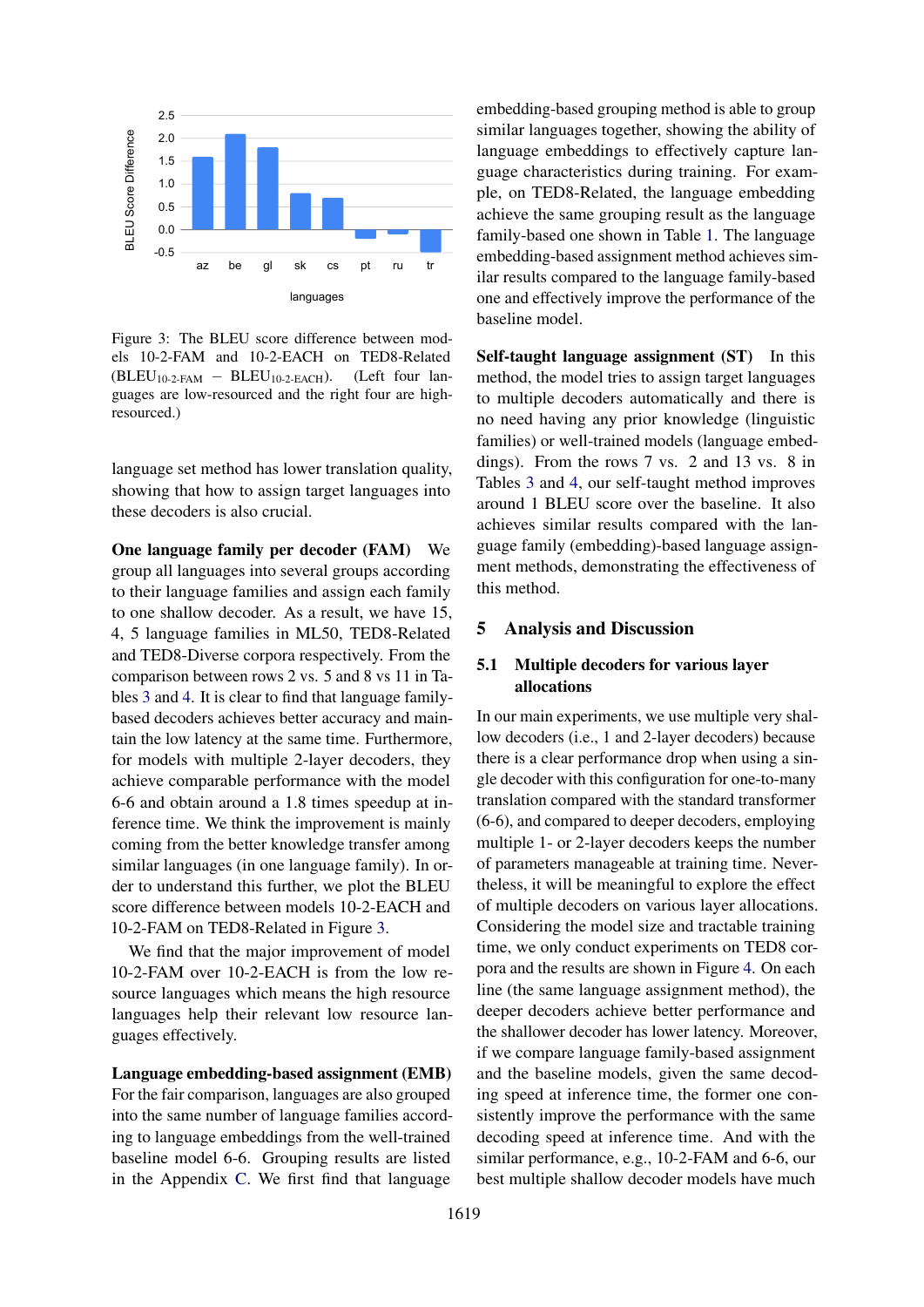Figure 3: The BLEU score difference between models 10-2-FAM and 10-2-EACH on TED8-Related ($BLEU_{10\text{-}2\text{-}FAM}$ − $BLEU_{10\text{-}2\text{-}EACH}$). (Left four languages are low-resourced and the right four are high-resourced.)

language set method has lower translation quality, showing that how to assign target languages into these decoders is also crucial.

**One language family per decoder (FAM)** We group all languages into several groups according to their language families and assign each family to one shallow decoder. As a result, we have 15, 4, 5 language families in ML50, TED8-Related and TED8-Diverse corpora respectively. From the comparison between rows 2 vs. 5 and 8 vs 11 in Tables 3 and 4. It is clear to find that language family-based decoders achieves better accuracy and maintain the low latency at the same time. Furthermore, for models with multiple 2-layer decoders, they achieve comparable performance with the model 6-6 and obtain around a 1.8 times speedup at inference time. We think the improvement is mainly coming from the better knowledge transfer among similar languages (in one language family). In order to understand this further, we plot the BLEU score difference between models 10-2-EACH and 10-2-FAM on TED8-Related in Figure 3.

We find that the major improvement of model 10-2-FAM over 10-2-EACH is from the low resource languages which means the high resource languages help their relevant low resource languages effectively.

**Language embedding-based assignment (EMB)** For the fair comparison, languages are also grouped into the same number of language families according to language embeddings from the well-trained baseline model 6-6. Grouping results are listed in the Appendix C. We first find that language embedding-based grouping method is able to group similar languages together, showing the ability of language embeddings to effectively capture language characteristics during training. For example, on TED8-Related, the language embedding achieve the same grouping result as the language family-based one shown in Table 1. The language embedding-based assignment method achieves similar results compared to the language family-based one and effectively improve the performance of the baseline model.

**Self-taught language assignment (ST)** In this method, the model tries to assign target languages to multiple decoders automatically and there is no need having any prior knowledge (linguistic families) or well-trained models (language embeddings). From the rows 7 vs. 2 and 13 vs. 8 in Tables 3 and 4, our self-taught method improves around 1 BLEU score over the baseline. It also achieves similar results compared with the language family (embedding)-based language assignment methods, demonstrating the effectiveness of this method.

## 5 Analysis and Discussion

### 5.1 Multiple decoders for various layer allocations

In our main experiments, we use multiple very shallow decoders (i.e., 1 and 2-layer decoders) because there is a clear performance drop when using a single decoder with this configuration for one-to-many translation compared with the standard transformer (6-6), and compared to deeper decoders, employing multiple 1- or 2-layer decoders keeps the number of parameters manageable at training time. Nevertheless, it will be meaningful to explore the effect of multiple decoders on various layer allocations. Considering the model size and tractable training time, we only conduct experiments on TED8 corpora and the results are shown in Figure 4. On each line (the same language assignment method), the deeper decoders achieve better performance and the shallower decoder has lower latency. Moreover, if we compare language family-based assignment and the baseline models, given the same decoding speed at inference time, the former one consistently improve the performance with the same decoding speed at inference time. And with the similar performance, e.g., 10-2-FAM and 6-6, our best multiple shallow decoder models have much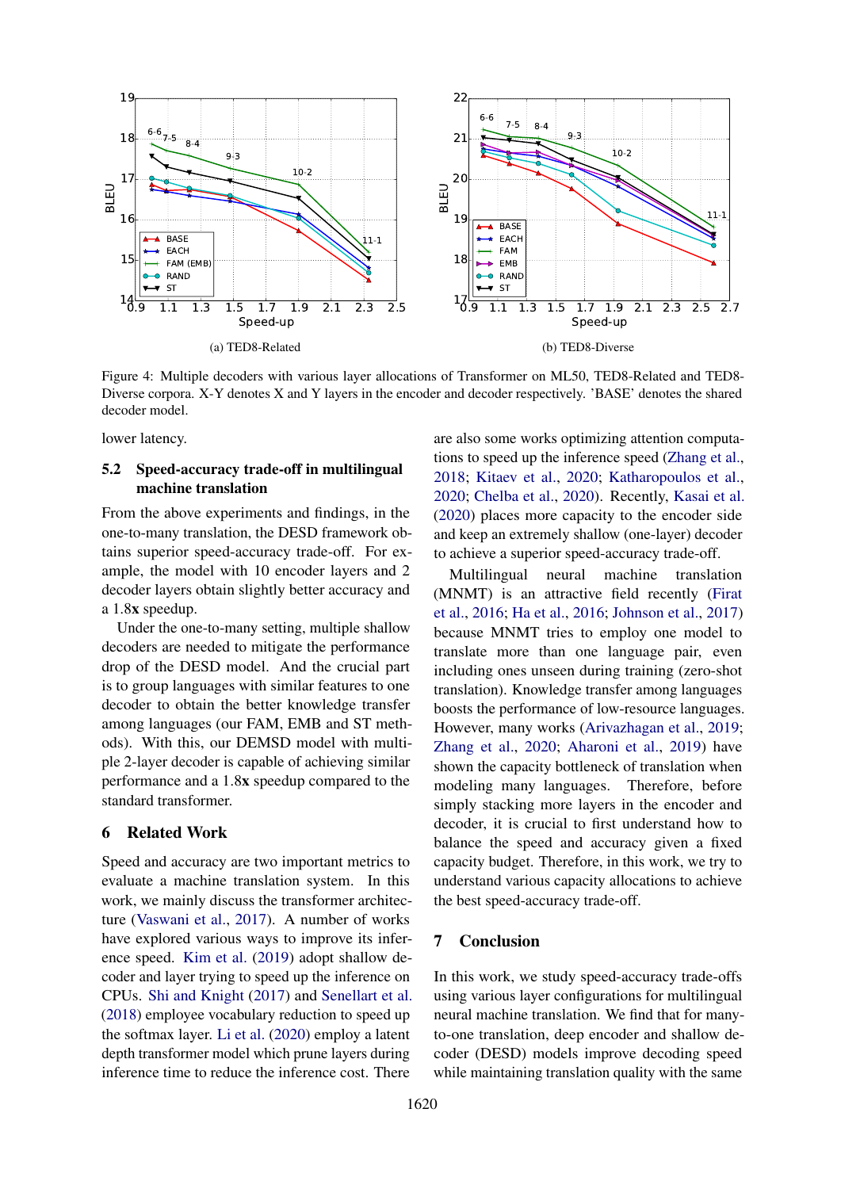(a) TED8-Related

(b) TED8-Diverse

Figure 4: Multiple decoders with various layer allocations of Transformer on ML50, TED8-Related and TED8-Diverse corpora. X-Y denotes X and Y layers in the encoder and decoder respectively. 'BASE' denotes the shared decoder model.

lower latency.

## 5.2 Speed-accuracy trade-off in multilingual machine translation

From the above experiments and findings, in the one-to-many translation, the DESD framework obtains superior speed-accuracy trade-off. For example, the model with 10 encoder layers and 2 decoder layers obtain slightly better accuracy and a 1.8**x** speedup.

Under the one-to-many setting, multiple shallow decoders are needed to mitigate the performance drop of the DESD model. And the crucial part is to group languages with similar features to one decoder to obtain the better knowledge transfer among languages (our FAM, EMB and ST methods). With this, our DEMSD model with multiple 2-layer decoder is capable of achieving similar performance and a 1.8**x** speedup compared to the standard transformer.

# 6 Related Work

Speed and accuracy are two important metrics to evaluate a machine translation system. In this work, we mainly discuss the transformer architecture (Vaswani et al., 2017). A number of works have explored various ways to improve its inference speed. Kim et al. (2019) adopt shallow decoder and layer trying to speed up the inference on CPUs. Shi and Knight (2017) and Senellart et al. (2018) employee vocabulary reduction to speed up the softmax layer. Li et al. (2020) employ a latent depth transformer model which prune layers during inference time to reduce the inference cost. There are also some works optimizing attention computations to speed up the inference speed (Zhang et al., 2018; Kitaev et al., 2020; Katharopoulos et al., 2020; Chelba et al., 2020). Recently, Kasai et al. (2020) places more capacity to the encoder side and keep an extremely shallow (one-layer) decoder to achieve a superior speed-accuracy trade-off.

Multilingual neural machine translation (MNMT) is an attractive field recently (Firat et al., 2016; Ha et al., 2016; Johnson et al., 2017) because MNMT tries to employ one model to translate more than one language pair, even including ones unseen during training (zero-shot translation). Knowledge transfer among languages boosts the performance of low-resource languages. However, many works (Arivazhagan et al., 2019; Zhang et al., 2020; Aharoni et al., 2019) have shown the capacity bottleneck of translation when modeling many languages. Therefore, before simply stacking more layers in the encoder and decoder, it is crucial to first understand how to balance the speed and accuracy given a fixed capacity budget. Therefore, in this work, we try to understand various capacity allocations to achieve the best speed-accuracy trade-off.

# 7 Conclusion

In this work, we study speed-accuracy trade-offs using various layer configurations for multilingual neural machine translation. We find that for many-to-one translation, deep encoder and shallow decoder (DESD) models improve decoding speed while maintaining translation quality with the same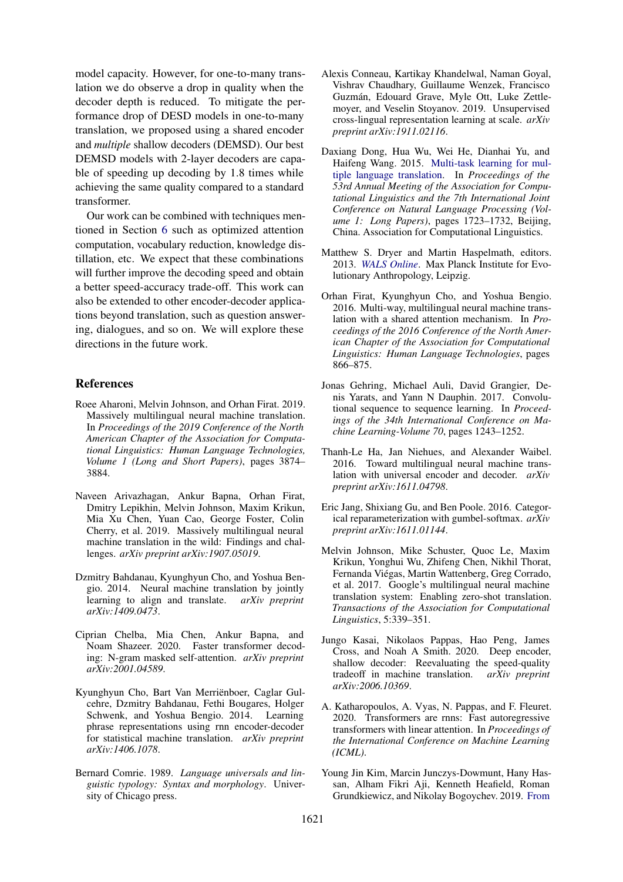model capacity. However, for one-to-many translation we do observe a drop in quality when the decoder depth is reduced. To mitigate the performance drop of DESD models in one-to-many translation, we proposed using a shared encoder and *multiple* shallow decoders (DEMSD). Our best DEMSD models with 2-layer decoders are capable of speeding up decoding by 1.8 times while achieving the same quality compared to a standard transformer.

Our work can be combined with techniques mentioned in Section 6 such as optimized attention computation, vocabulary reduction, knowledge distillation, etc. We expect that these combinations will further improve the decoding speed and obtain a better speed-accuracy trade-off. This work can also be extended to other encoder-decoder applications beyond translation, such as question answering, dialogues, and so on. We will explore these directions in the future work.

## References

Roee Aharoni, Melvin Johnson, and Orhan Firat. 2019. Massively multilingual neural machine translation. In *Proceedings of the 2019 Conference of the North American Chapter of the Association for Computational Linguistics: Human Language Technologies, Volume 1 (Long and Short Papers)*, pages 3874–3884.

Naveen Arivazhagan, Ankur Bapna, Orhan Firat, Dmitry Lepikhin, Melvin Johnson, Maxim Krikun, Mia Xu Chen, Yuan Cao, George Foster, Colin Cherry, et al. 2019. Massively multilingual neural machine translation in the wild: Findings and challenges. *arXiv preprint arXiv:1907.05019*.

Dzmitry Bahdanau, Kyunghyun Cho, and Yoshua Bengio. 2014. Neural machine translation by jointly learning to align and translate. *arXiv preprint arXiv:1409.0473*.

Ciprian Chelba, Mia Chen, Ankur Bapna, and Noam Shazeer. 2020. Faster transformer decoding: N-gram masked self-attention. *arXiv preprint arXiv:2001.04589*.

Kyunghyun Cho, Bart Van Merriënboer, Caglar Gulcehre, Dzmitry Bahdanau, Fethi Bougares, Holger Schwenk, and Yoshua Bengio. 2014. Learning phrase representations using rnn encoder-decoder for statistical machine translation. *arXiv preprint arXiv:1406.1078*.

Bernard Comrie. 1989. *Language universals and linguistic typology: Syntax and morphology*. University of Chicago press.

Alexis Conneau, Kartikay Khandelwal, Naman Goyal, Vishrav Chaudhary, Guillaume Wenzek, Francisco Guzmán, Edouard Grave, Myle Ott, Luke Zettlemoyer, and Veselin Stoyanov. 2019. Unsupervised cross-lingual representation learning at scale. *arXiv preprint arXiv:1911.02116*.

Daxiang Dong, Hua Wu, Wei He, Dianhai Yu, and Haifeng Wang. 2015. Multi-task learning for multiple language translation. In *Proceedings of the 53rd Annual Meeting of the Association for Computational Linguistics and the 7th International Joint Conference on Natural Language Processing (Volume 1: Long Papers)*, pages 1723–1732, Beijing, China. Association for Computational Linguistics.

Matthew S. Dryer and Martin Haspelmath, editors. 2013. *WALS Online*. Max Planck Institute for Evolutionary Anthropology, Leipzig.

Orhan Firat, Kyunghyun Cho, and Yoshua Bengio. 2016. Multi-way, multilingual neural machine translation with a shared attention mechanism. In *Proceedings of the 2016 Conference of the North American Chapter of the Association for Computational Linguistics: Human Language Technologies*, pages 866–875.

Jonas Gehring, Michael Auli, David Grangier, Denis Yarats, and Yann N Dauphin. 2017. Convolutional sequence to sequence learning. In *Proceedings of the 34th International Conference on Machine Learning-Volume 70*, pages 1243–1252.

Thanh-Le Ha, Jan Niehues, and Alexander Waibel. 2016. Toward multilingual neural machine translation with universal encoder and decoder. *arXiv preprint arXiv:1611.04798*.

Eric Jang, Shixiang Gu, and Ben Poole. 2016. Categorical reparameterization with gumbel-softmax. *arXiv preprint arXiv:1611.01144*.

Melvin Johnson, Mike Schuster, Quoc Le, Maxim Krikun, Yonghui Wu, Zhifeng Chen, Nikhil Thorat, Fernanda Viégas, Martin Wattenberg, Greg Corrado, et al. 2017. Google's multilingual neural machine translation system: Enabling zero-shot translation. *Transactions of the Association for Computational Linguistics*, 5:339–351.

Jungo Kasai, Nikolaos Pappas, Hao Peng, James Cross, and Noah A Smith. 2020. Deep encoder, shallow decoder: Reevaluating the speed-quality tradeoff in machine translation. *arXiv preprint arXiv:2006.10369*.

A. Katharopoulos, A. Vyas, N. Pappas, and F. Fleuret. 2020. Transformers are rnns: Fast autoregressive transformers with linear attention. In *Proceedings of the International Conference on Machine Learning (ICML)*.

Young Jin Kim, Marcin Junczys-Dowmunt, Hany Hassan, Alham Fikri Aji, Kenneth Heafield, Roman Grundkiewicz, and Nikolay Bogoychev. 2019. From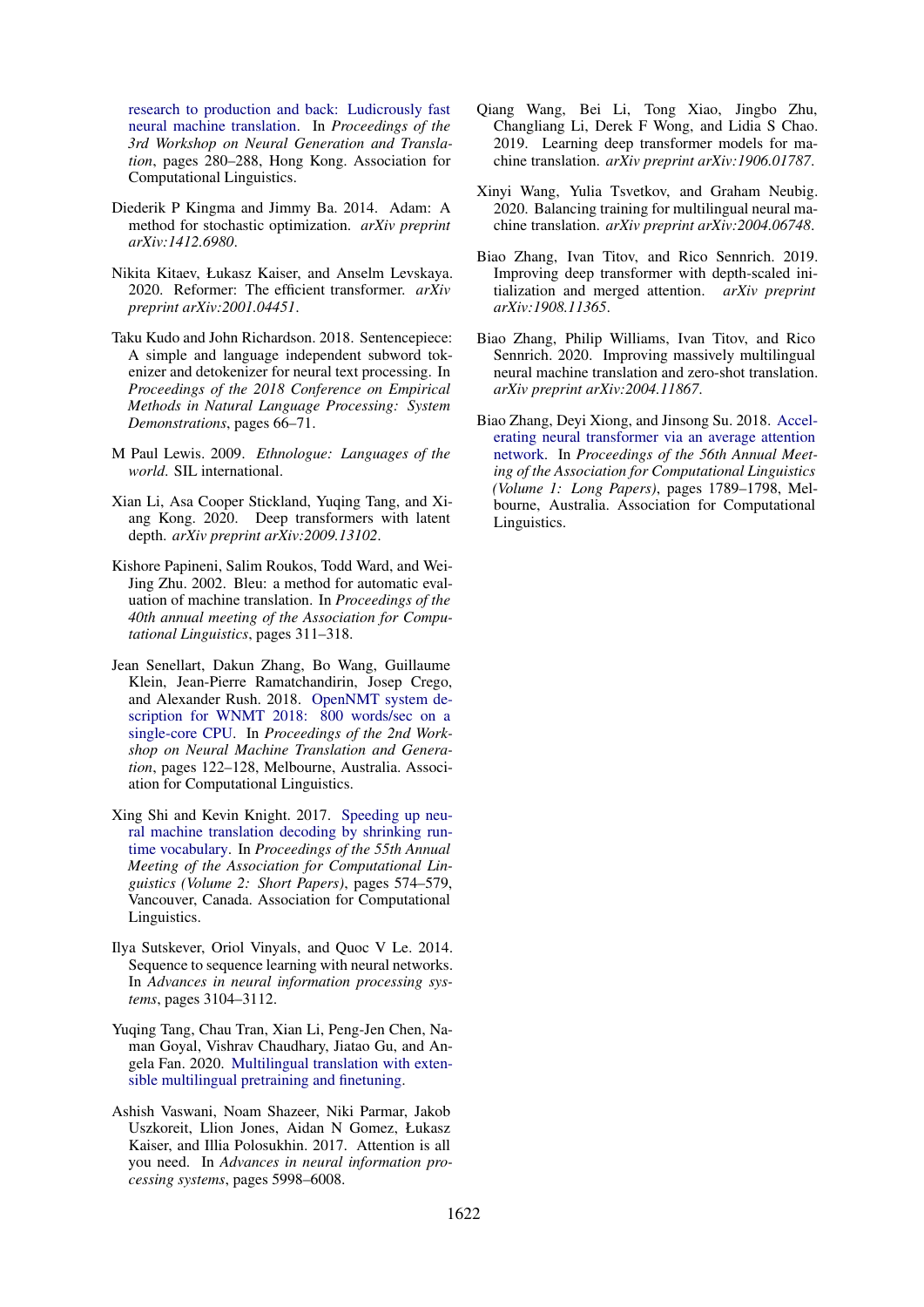research to production and back: Ludicrously fast neural machine translation. In *Proceedings of the 3rd Workshop on Neural Generation and Translation*, pages 280–288, Hong Kong. Association for Computational Linguistics.

Diederik P Kingma and Jimmy Ba. 2014. Adam: A method for stochastic optimization. *arXiv preprint arXiv:1412.6980*.

Nikita Kitaev, Łukasz Kaiser, and Anselm Levskaya. 2020. Reformer: The efficient transformer. *arXiv preprint arXiv:2001.04451*.

Taku Kudo and John Richardson. 2018. Sentencepiece: A simple and language independent subword tokenizer and detokenizer for neural text processing. In *Proceedings of the 2018 Conference on Empirical Methods in Natural Language Processing: System Demonstrations*, pages 66–71.

M Paul Lewis. 2009. *Ethnologue: Languages of the world*. SIL international.

Xian Li, Asa Cooper Stickland, Yuqing Tang, and Xiang Kong. 2020. Deep transformers with latent depth. *arXiv preprint arXiv:2009.13102*.

Kishore Papineni, Salim Roukos, Todd Ward, and Wei-Jing Zhu. 2002. Bleu: a method for automatic evaluation of machine translation. In *Proceedings of the 40th annual meeting of the Association for Computational Linguistics*, pages 311–318.

Jean Senellart, Dakun Zhang, Bo Wang, Guillaume Klein, Jean-Pierre Ramatchandirin, Josep Crego, and Alexander Rush. 2018. OpenNMT system description for WNMT 2018: 800 words/sec on a single-core CPU. In *Proceedings of the 2nd Workshop on Neural Machine Translation and Generation*, pages 122–128, Melbourne, Australia. Association for Computational Linguistics.

Xing Shi and Kevin Knight. 2017. Speeding up neural machine translation decoding by shrinking runtime vocabulary. In *Proceedings of the 55th Annual Meeting of the Association for Computational Linguistics (Volume 2: Short Papers)*, pages 574–579, Vancouver, Canada. Association for Computational Linguistics.

Ilya Sutskever, Oriol Vinyals, and Quoc V Le. 2014. Sequence to sequence learning with neural networks. In *Advances in neural information processing systems*, pages 3104–3112.

Yuqing Tang, Chau Tran, Xian Li, Peng-Jen Chen, Naman Goyal, Vishrav Chaudhary, Jiatao Gu, and Angela Fan. 2020. Multilingual translation with extensible multilingual pretraining and finetuning.

Ashish Vaswani, Noam Shazeer, Niki Parmar, Jakob Uszkoreit, Llion Jones, Aidan N Gomez, Łukasz Kaiser, and Illia Polosukhin. 2017. Attention is all you need. In *Advances in neural information processing systems*, pages 5998–6008.

Qiang Wang, Bei Li, Tong Xiao, Jingbo Zhu, Changliang Li, Derek F Wong, and Lidia S Chao. 2019. Learning deep transformer models for machine translation. *arXiv preprint arXiv:1906.01787*.

Xinyi Wang, Yulia Tsvetkov, and Graham Neubig. 2020. Balancing training for multilingual neural machine translation. *arXiv preprint arXiv:2004.06748*.

Biao Zhang, Ivan Titov, and Rico Sennrich. 2019. Improving deep transformer with depth-scaled initialization and merged attention. *arXiv preprint arXiv:1908.11365*.

Biao Zhang, Philip Williams, Ivan Titov, and Rico Sennrich. 2020. Improving massively multilingual neural machine translation and zero-shot translation. *arXiv preprint arXiv:2004.11867*.

Biao Zhang, Deyi Xiong, and Jinsong Su. 2018. Accelerating neural transformer via an average attention network. In *Proceedings of the 56th Annual Meeting of the Association for Computational Linguistics (Volume 1: Long Papers)*, pages 1789–1798, Melbourne, Australia. Association for Computational Linguistics.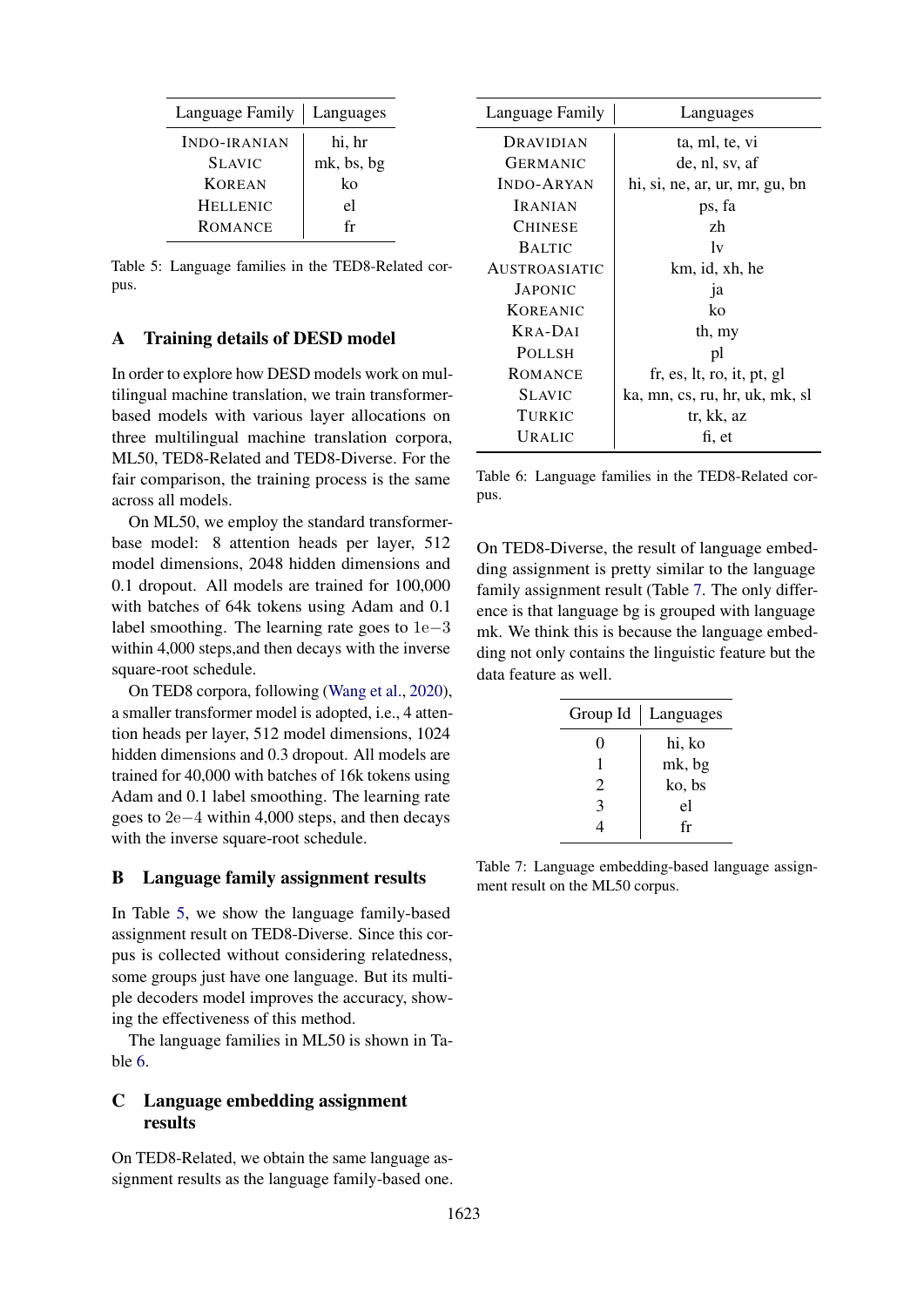| Language Family | Languages |
|---|---|
| INDO-IRANIAN | hi, hr |
| SLAVIC | mk, bs, bg |
| KOREAN | ko |
| HELLENIC | el |
| ROMANCE | fr |

Table 5: Language families in the TED8-Related corpus.

## A Training details of DESD model

In order to explore how DESD models work on multilingual machine translation, we train transformer-based models with various layer allocations on three multilingual machine translation corpora, ML50, TED8-Related and TED8-Diverse. For the fair comparison, the training process is the same across all models.

On ML50, we employ the standard transformer-base model: 8 attention heads per layer, 512 model dimensions, 2048 hidden dimensions and 0.1 dropout. All models are trained for 100,000 with batches of 64k tokens using Adam and 0.1 label smoothing. The learning rate goes to $1\mathrm{e}{-3}$ within 4,000 steps,and then decays with the inverse square-root schedule.

On TED8 corpora, following (Wang et al., 2020), a smaller transformer model is adopted, i.e., 4 attention heads per layer, 512 model dimensions, 1024 hidden dimensions and 0.3 dropout. All models are trained for 40,000 with batches of 16k tokens using Adam and 0.1 label smoothing. The learning rate goes to $2\mathrm{e}{-4}$ within 4,000 steps, and then decays with the inverse square-root schedule.

## B Language family assignment results

In Table 5, we show the language family-based assignment result on TED8-Diverse. Since this corpus is collected without considering relatedness, some groups just have one language. But its multiple decoders model improves the accuracy, showing the effectiveness of this method.

The language families in ML50 is shown in Table 6.

## C Language embedding assignment results

On TED8-Related, we obtain the same language assignment results as the language family-based one.

| Language Family | Languages |
|---|---|
| DRAVIDIAN | ta, ml, te, vi |
| GERMANIC | de, nl, sv, af |
| INDO-ARYAN | hi, si, ne, ar, ur, mr, gu, bn |
| IRANIAN | ps, fa |
| CHINESE | zh |
| BALTIC | lv |
| AUSTROASIATIC | km, id, xh, he |
| JAPONIC | ja |
| KOREANIC | ko |
| KRA-DAI | th, my |
| POLLSH | pl |
| ROMANCE | fr, es, lt, ro, it, pt, gl |
| SLAVIC | ka, mn, cs, ru, hr, uk, mk, sl |
| TURKIC | tr, kk, az |
| URALIC | fi, et |

Table 6: Language families in the TED8-Related corpus.

On TED8-Diverse, the result of language embedding assignment is pretty similar to the language family assignment result (Table 7. The only difference is that language bg is grouped with language mk. We think this is because the language embedding not only contains the linguistic feature but the data feature as well.

| Group Id | Languages |
|---|---|
| 0 | hi, ko |
| 1 | mk, bg |
| 2 | ko, bs |
| 3 | el |
| 4 | fr |

Table 7: Language embedding-based language assignment result on the ML50 corpus.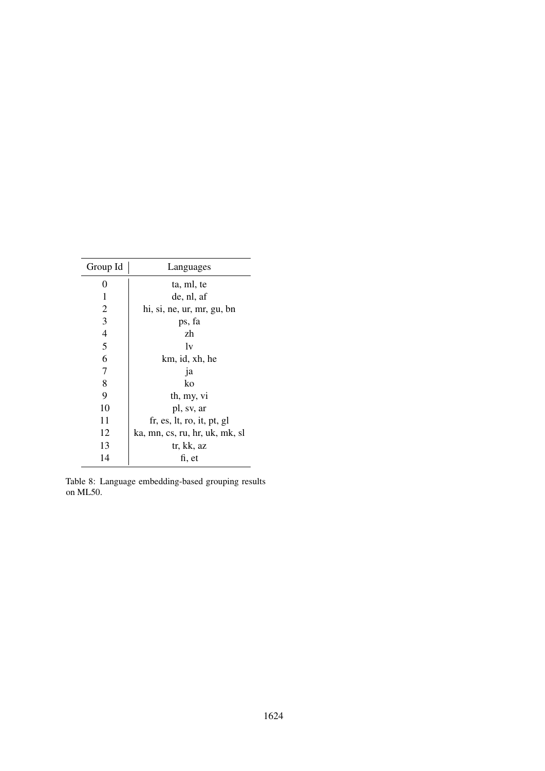| Group Id | Languages |
|---|---|
| 0 | ta, ml, te |
| 1 | de, nl, af |
| 2 | hi, si, ne, ur, mr, gu, bn |
| 3 | ps, fa |
| 4 | zh |
| 5 | lv |
| 6 | km, id, xh, he |
| 7 | ja |
| 8 | ko |
| 9 | th, my, vi |
| 10 | pl, sv, ar |
| 11 | fr, es, lt, ro, it, pt, gl |
| 12 | ka, mn, cs, ru, hr, uk, mk, sl |
| 13 | tr, kk, az |
| 14 | fi, et |

Table 8: Language embedding-based grouping results on ML50.